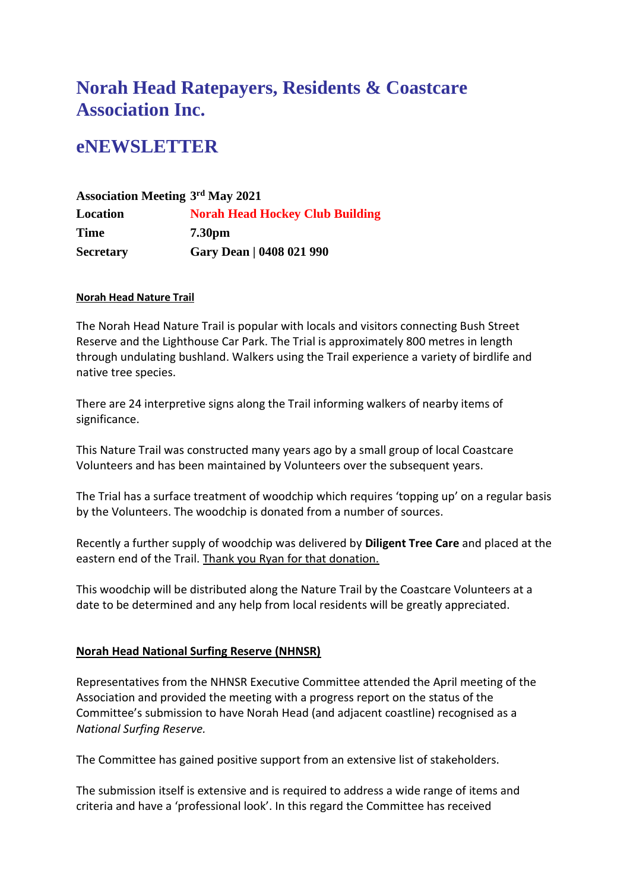# Norah Head Ratepayers, Residents & Coastcare Association Inc.

# eNEWSLETTER

| | |
|---|---|
| **Association Meeting** | **3rd May 2021** |
| **Location** | **Norah Head Hockey Club Building** |
| **Time** | **7.30pm** |
| **Secretary** | **Gary Dean \| 0408 021 990** |

**Norah Head Nature Trail**

The Norah Head Nature Trail is popular with locals and visitors connecting Bush Street Reserve and the Lighthouse Car Park. The Trial is approximately 800 metres in length through undulating bushland. Walkers using the Trail experience a variety of birdlife and native tree species.

There are 24 interpretive signs along the Trail informing walkers of nearby items of significance.

This Nature Trail was constructed many years ago by a small group of local Coastcare Volunteers and has been maintained by Volunteers over the subsequent years.

The Trial has a surface treatment of woodchip which requires 'topping up' on a regular basis by the Volunteers. The woodchip is donated from a number of sources.

Recently a further supply of woodchip was delivered by **Diligent Tree Care** and placed at the eastern end of the Trail. Thank you Ryan for that donation.

This woodchip will be distributed along the Nature Trail by the Coastcare Volunteers at a date to be determined and any help from local residents will be greatly appreciated.

**Norah Head National Surfing Reserve (NHNSR)**

Representatives from the NHNSR Executive Committee attended the April meeting of the Association and provided the meeting with a progress report on the status of the Committee's submission to have Norah Head (and adjacent coastline) recognised as a *National Surfing Reserve.*

The Committee has gained positive support from an extensive list of stakeholders.

The submission itself is extensive and is required to address a wide range of items and criteria and have a 'professional look'. In this regard the Committee has received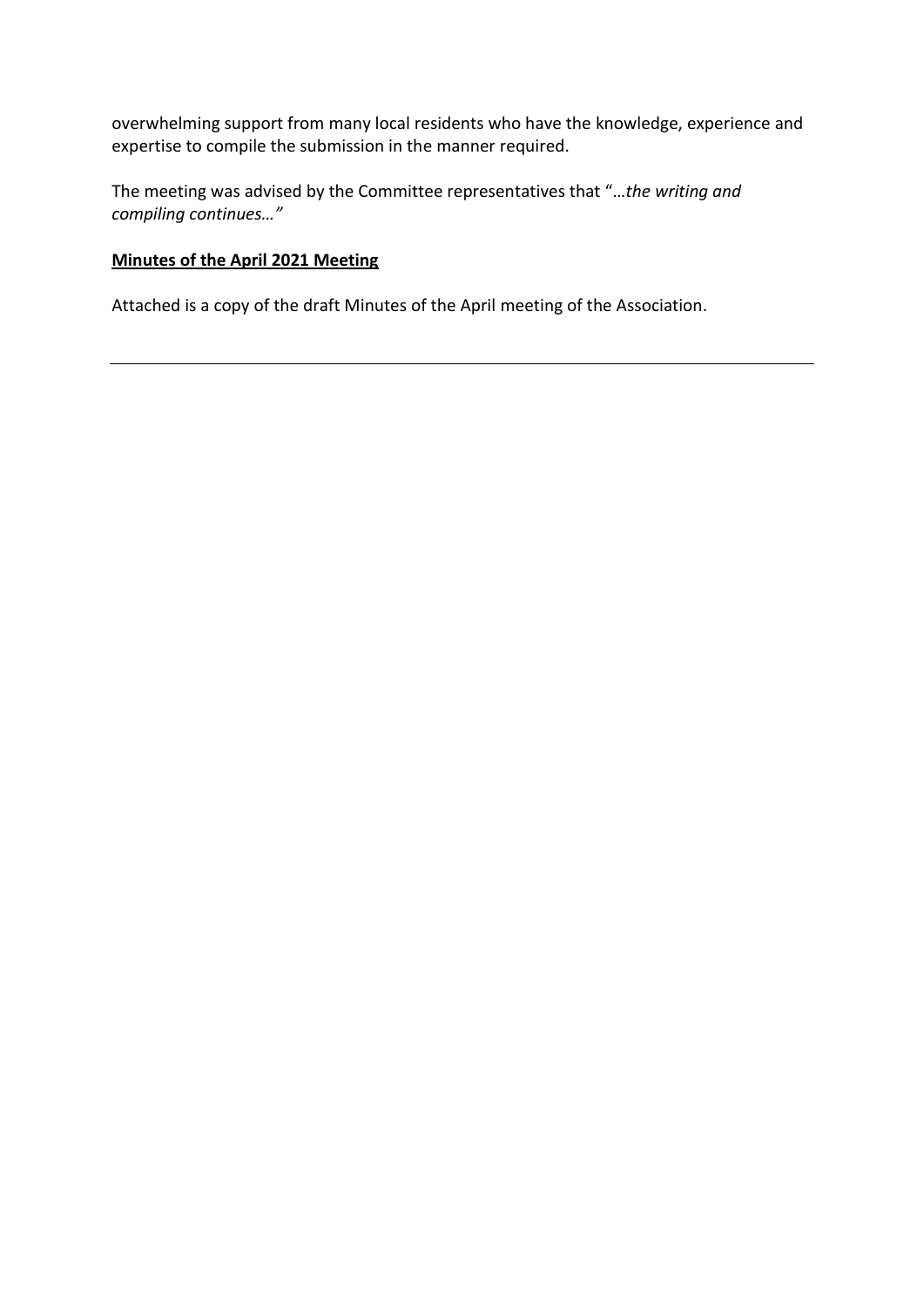overwhelming support from many local residents who have the knowledge, experience and expertise to compile the submission in the manner required.

The meeting was advised by the Committee representatives that "…*the writing and compiling continues…"*

**Minutes of the April 2021 Meeting**

Attached is a copy of the draft Minutes of the April meeting of the Association.

---